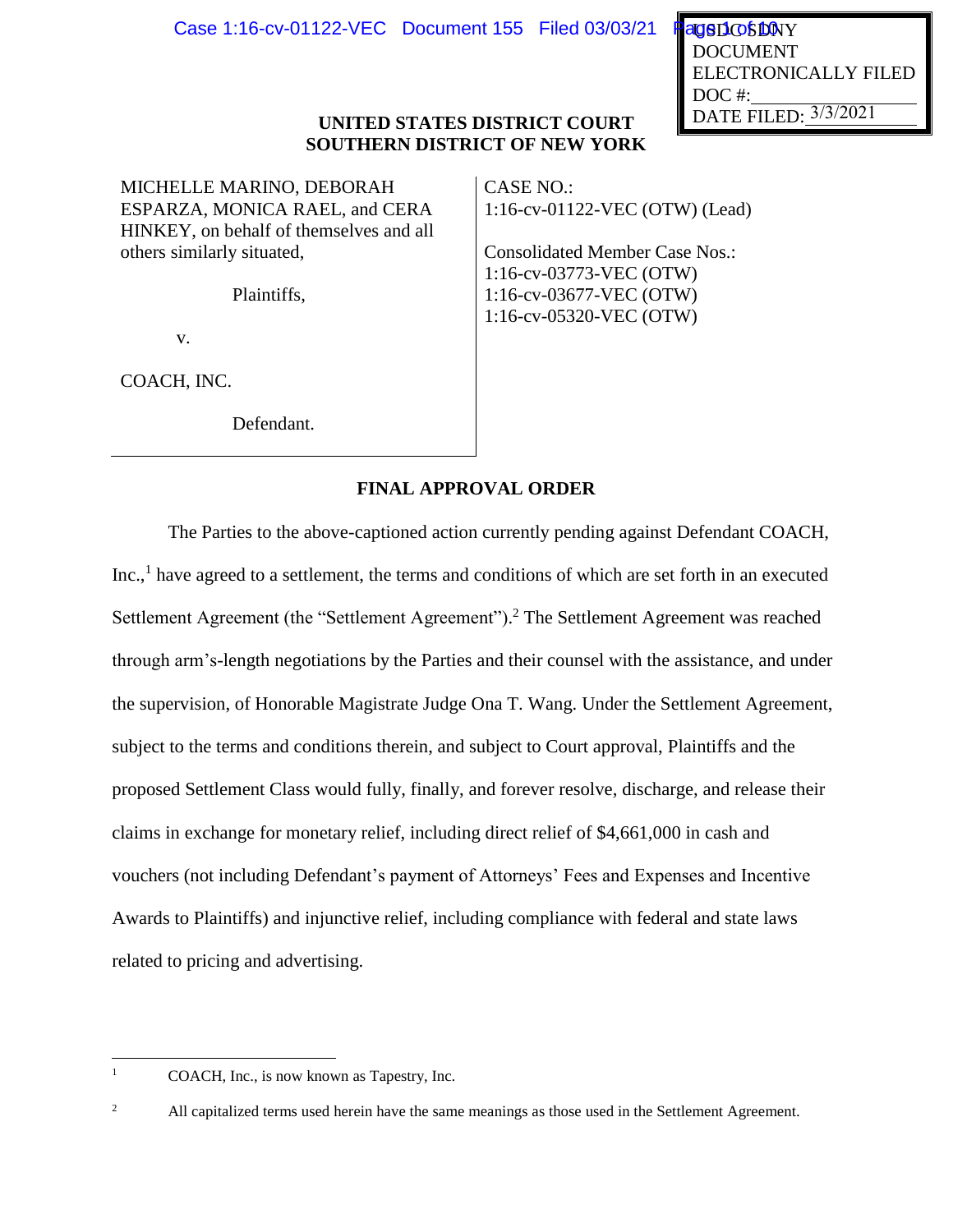USDC SDNY
DOCUMENT
ELECTRONICALLY FILED
DOC #:
DATE FILED: 3/3/2021

**UNITED STATES DISTRICT COURT**
**SOUTHERN DISTRICT OF NEW YORK**

| | |
|---|---|
| MICHELLE MARINO, DEBORAH ESPARZA, MONICA RAEL, and CERA HINKEY, on behalf of themselves and all others similarly situated,<br><br>Plaintiffs,<br><br>v.<br><br>COACH, INC.<br><br>Defendant. | CASE NO.:<br>1:16-cv-01122-VEC (OTW) (Lead)<br><br>Consolidated Member Case Nos.:<br>1:16-cv-03773-VEC (OTW)<br>1:16-cv-03677-VEC (OTW)<br>1:16-cv-05320-VEC (OTW) |

**FINAL APPROVAL ORDER**

The Parties to the above-captioned action currently pending against Defendant COACH, Inc.,[1] have agreed to a settlement, the terms and conditions of which are set forth in an executed Settlement Agreement (the "Settlement Agreement").[2] The Settlement Agreement was reached through arm's-length negotiations by the Parties and their counsel with the assistance, and under the supervision, of Honorable Magistrate Judge Ona T. Wang. Under the Settlement Agreement, subject to the terms and conditions therein, and subject to Court approval, Plaintiffs and the proposed Settlement Class would fully, finally, and forever resolve, discharge, and release their claims in exchange for monetary relief, including direct relief of $4,661,000 in cash and vouchers (not including Defendant's payment of Attorneys' Fees and Expenses and Incentive Awards to Plaintiffs) and injunctive relief, including compliance with federal and state laws related to pricing and advertising.

---

[1] COACH, Inc., is now known as Tapestry, Inc.

[2] All capitalized terms used herein have the same meanings as those used in the Settlement Agreement.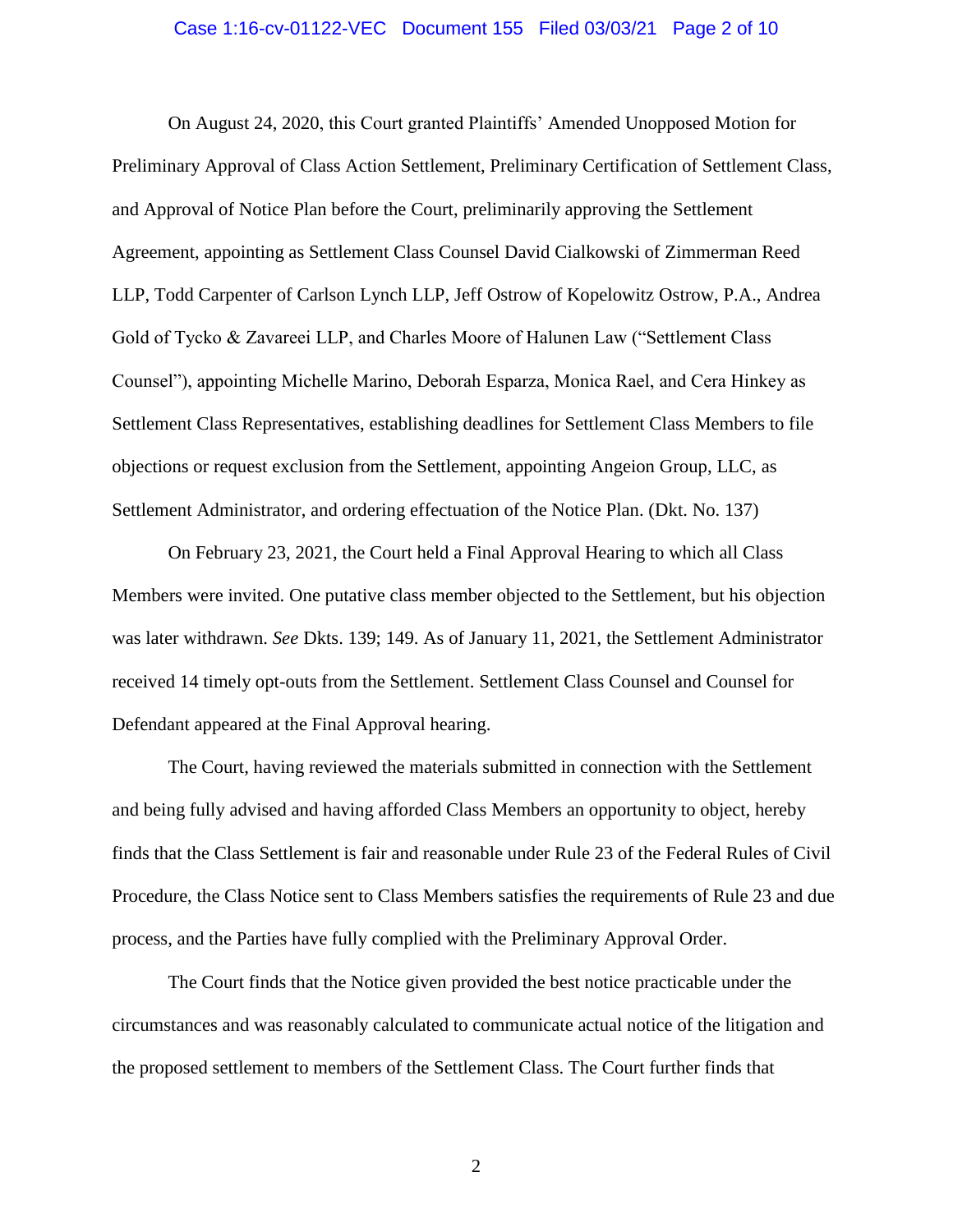On August 24, 2020, this Court granted Plaintiffs' Amended Unopposed Motion for Preliminary Approval of Class Action Settlement, Preliminary Certification of Settlement Class, and Approval of Notice Plan before the Court, preliminarily approving the Settlement Agreement, appointing as Settlement Class Counsel David Cialkowski of Zimmerman Reed LLP, Todd Carpenter of Carlson Lynch LLP, Jeff Ostrow of Kopelowitz Ostrow, P.A., Andrea Gold of Tycko & Zavareei LLP, and Charles Moore of Halunen Law ("Settlement Class Counsel"), appointing Michelle Marino, Deborah Esparza, Monica Rael, and Cera Hinkey as Settlement Class Representatives, establishing deadlines for Settlement Class Members to file objections or request exclusion from the Settlement, appointing Angeion Group, LLC, as Settlement Administrator, and ordering effectuation of the Notice Plan. (Dkt. No. 137)

On February 23, 2021, the Court held a Final Approval Hearing to which all Class Members were invited. One putative class member objected to the Settlement, but his objection was later withdrawn. *See* Dkts. 139; 149. As of January 11, 2021, the Settlement Administrator received 14 timely opt-outs from the Settlement. Settlement Class Counsel and Counsel for Defendant appeared at the Final Approval hearing.

The Court, having reviewed the materials submitted in connection with the Settlement and being fully advised and having afforded Class Members an opportunity to object, hereby finds that the Class Settlement is fair and reasonable under Rule 23 of the Federal Rules of Civil Procedure, the Class Notice sent to Class Members satisfies the requirements of Rule 23 and due process, and the Parties have fully complied with the Preliminary Approval Order.

The Court finds that the Notice given provided the best notice practicable under the circumstances and was reasonably calculated to communicate actual notice of the litigation and the proposed settlement to members of the Settlement Class. The Court further finds that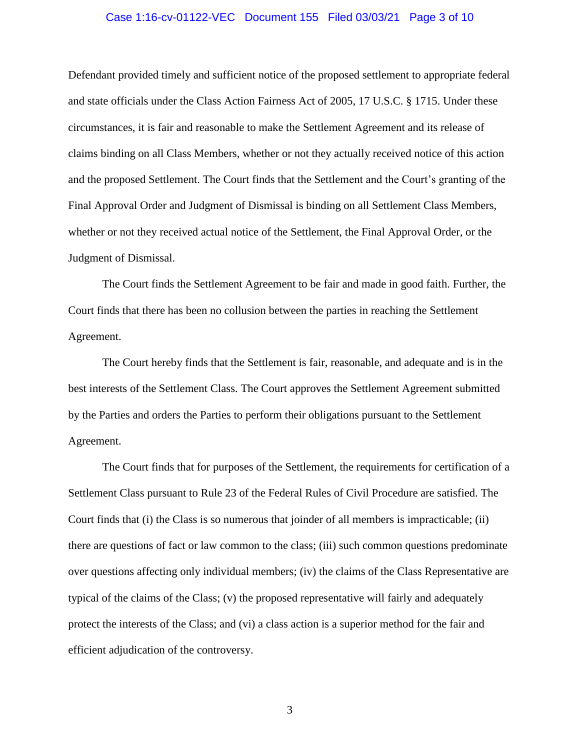Defendant provided timely and sufficient notice of the proposed settlement to appropriate federal and state officials under the Class Action Fairness Act of 2005, 17 U.S.C. § 1715. Under these circumstances, it is fair and reasonable to make the Settlement Agreement and its release of claims binding on all Class Members, whether or not they actually received notice of this action and the proposed Settlement. The Court finds that the Settlement and the Court's granting of the Final Approval Order and Judgment of Dismissal is binding on all Settlement Class Members, whether or not they received actual notice of the Settlement, the Final Approval Order, or the Judgment of Dismissal.

The Court finds the Settlement Agreement to be fair and made in good faith. Further, the Court finds that there has been no collusion between the parties in reaching the Settlement Agreement.

The Court hereby finds that the Settlement is fair, reasonable, and adequate and is in the best interests of the Settlement Class. The Court approves the Settlement Agreement submitted by the Parties and orders the Parties to perform their obligations pursuant to the Settlement Agreement.

The Court finds that for purposes of the Settlement, the requirements for certification of a Settlement Class pursuant to Rule 23 of the Federal Rules of Civil Procedure are satisfied. The Court finds that (i) the Class is so numerous that joinder of all members is impracticable; (ii) there are questions of fact or law common to the class; (iii) such common questions predominate over questions affecting only individual members; (iv) the claims of the Class Representative are typical of the claims of the Class; (v) the proposed representative will fairly and adequately protect the interests of the Class; and (vi) a class action is a superior method for the fair and efficient adjudication of the controversy.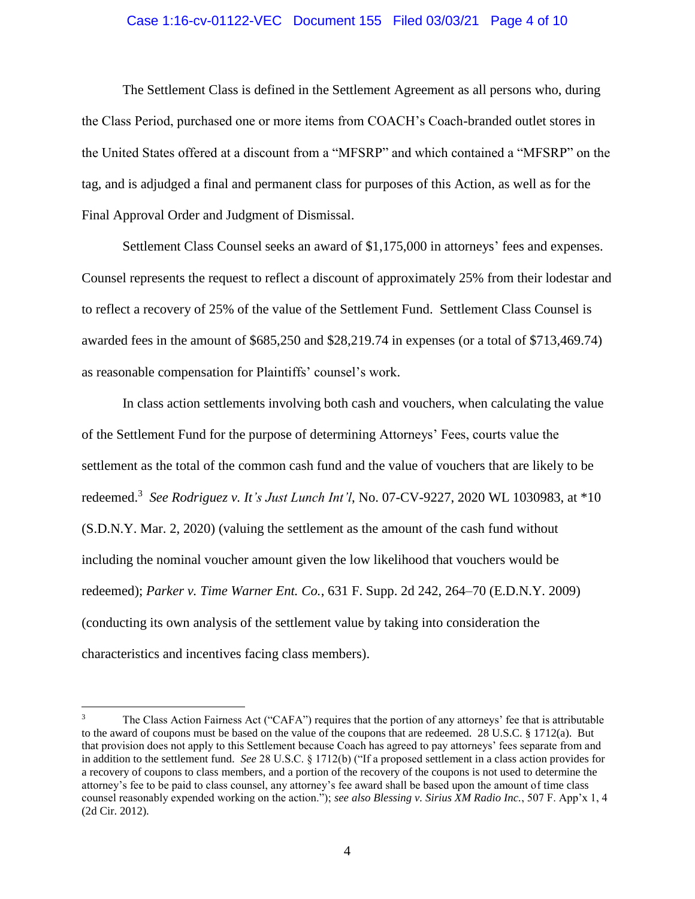The Settlement Class is defined in the Settlement Agreement as all persons who, during the Class Period, purchased one or more items from COACH's Coach-branded outlet stores in the United States offered at a discount from a "MFSRP" and which contained a "MFSRP" on the tag, and is adjudged a final and permanent class for purposes of this Action, as well as for the Final Approval Order and Judgment of Dismissal.

Settlement Class Counsel seeks an award of $1,175,000 in attorneys' fees and expenses. Counsel represents the request to reflect a discount of approximately 25% from their lodestar and to reflect a recovery of 25% of the value of the Settlement Fund. Settlement Class Counsel is awarded fees in the amount of $685,250 and $28,219.74 in expenses (or a total of $713,469.74) as reasonable compensation for Plaintiffs' counsel's work.

In class action settlements involving both cash and vouchers, when calculating the value of the Settlement Fund for the purpose of determining Attorneys' Fees, courts value the settlement as the total of the common cash fund and the value of vouchers that are likely to be redeemed.[3] *See Rodriguez v. It's Just Lunch Int'l*, No. 07-CV-9227, 2020 WL 1030983, at *10 (S.D.N.Y. Mar. 2, 2020) (valuing the settlement as the amount of the cash fund without including the nominal voucher amount given the low likelihood that vouchers would be redeemed); *Parker v. Time Warner Ent. Co.*, 631 F. Supp. 2d 242, 264–70 (E.D.N.Y. 2009) (conducting its own analysis of the settlement value by taking into consideration the characteristics and incentives facing class members).

---

[3] The Class Action Fairness Act ("CAFA") requires that the portion of any attorneys' fee that is attributable to the award of coupons must be based on the value of the coupons that are redeemed. 28 U.S.C. § 1712(a). But that provision does not apply to this Settlement because Coach has agreed to pay attorneys' fees separate from and in addition to the settlement fund. *See* 28 U.S.C. § 1712(b) ("If a proposed settlement in a class action provides for a recovery of coupons to class members, and a portion of the recovery of the coupons is not used to determine the attorney's fee to be paid to class counsel, any attorney's fee award shall be based upon the amount of time class counsel reasonably expended working on the action."); *see also Blessing v. Sirius XM Radio Inc.*, 507 F. App'x 1, 4 (2d Cir. 2012).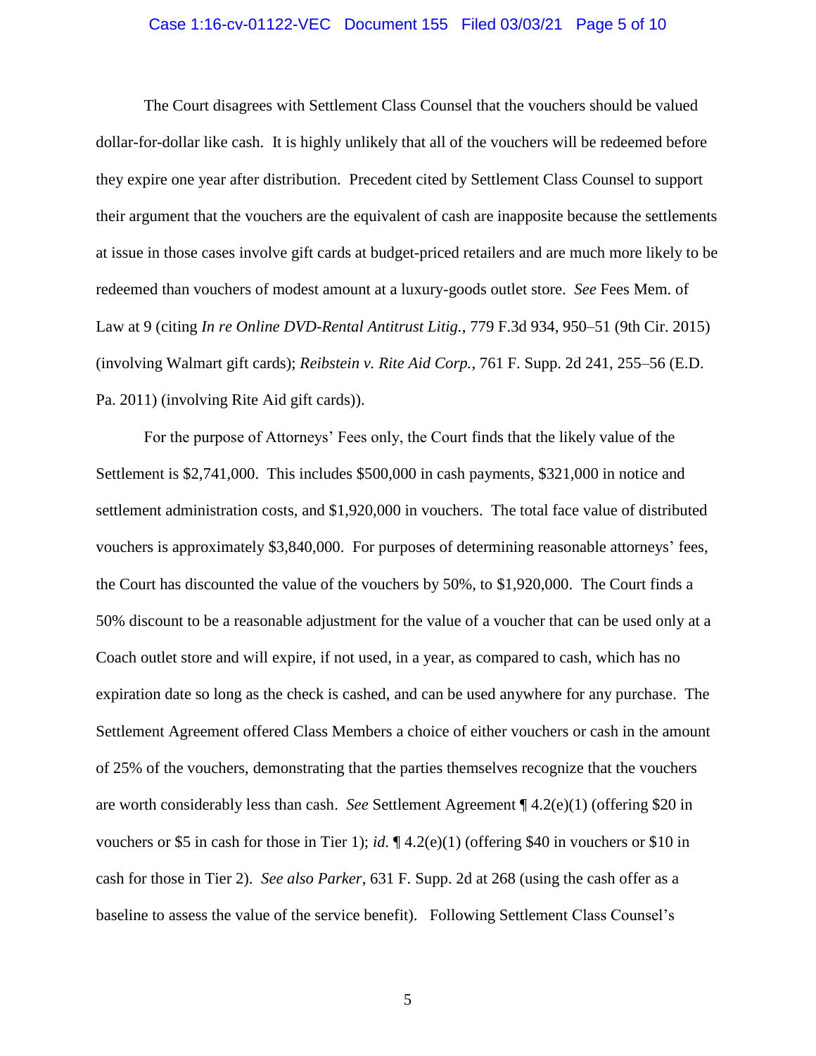The Court disagrees with Settlement Class Counsel that the vouchers should be valued dollar-for-dollar like cash. It is highly unlikely that all of the vouchers will be redeemed before they expire one year after distribution. Precedent cited by Settlement Class Counsel to support their argument that the vouchers are the equivalent of cash are inapposite because the settlements at issue in those cases involve gift cards at budget-priced retailers and are much more likely to be redeemed than vouchers of modest amount at a luxury-goods outlet store. *See* Fees Mem. of Law at 9 (citing *In re Online DVD-Rental Antitrust Litig.*, 779 F.3d 934, 950–51 (9th Cir. 2015) (involving Walmart gift cards); *Reibstein v. Rite Aid Corp.*, 761 F. Supp. 2d 241, 255–56 (E.D. Pa. 2011) (involving Rite Aid gift cards)).

For the purpose of Attorneys' Fees only, the Court finds that the likely value of the Settlement is $2,741,000. This includes $500,000 in cash payments, $321,000 in notice and settlement administration costs, and $1,920,000 in vouchers. The total face value of distributed vouchers is approximately $3,840,000. For purposes of determining reasonable attorneys' fees, the Court has discounted the value of the vouchers by 50%, to $1,920,000. The Court finds a 50% discount to be a reasonable adjustment for the value of a voucher that can be used only at a Coach outlet store and will expire, if not used, in a year, as compared to cash, which has no expiration date so long as the check is cashed, and can be used anywhere for any purchase. The Settlement Agreement offered Class Members a choice of either vouchers or cash in the amount of 25% of the vouchers, demonstrating that the parties themselves recognize that the vouchers are worth considerably less than cash. *See* Settlement Agreement ¶ 4.2(e)(1) (offering $20 in vouchers or $5 in cash for those in Tier 1); *id.* ¶ 4.2(e)(1) (offering $40 in vouchers or $10 in cash for those in Tier 2). *See also Parker*, 631 F. Supp. 2d at 268 (using the cash offer as a baseline to assess the value of the service benefit). Following Settlement Class Counsel's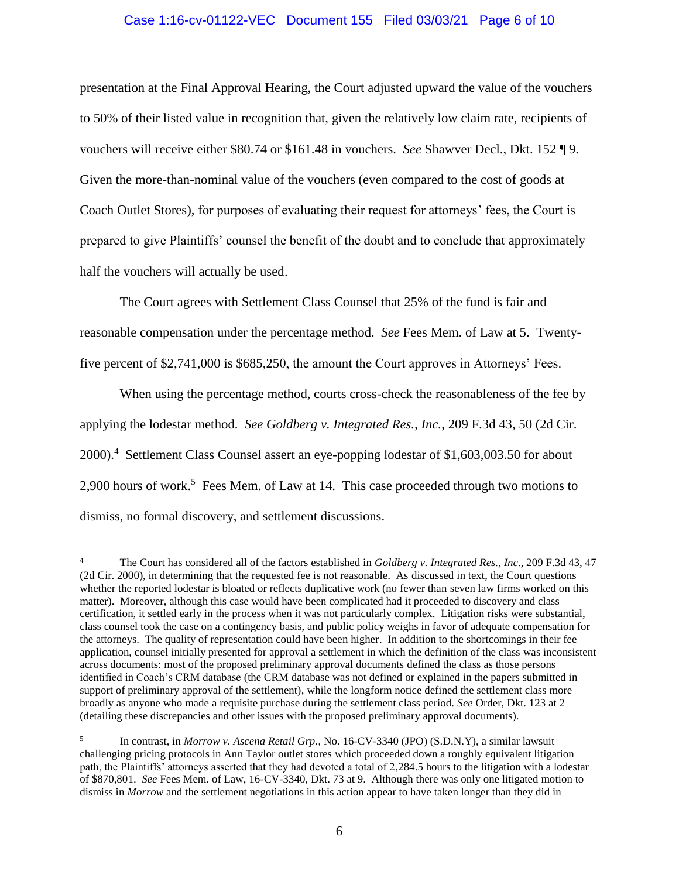presentation at the Final Approval Hearing, the Court adjusted upward the value of the vouchers to 50% of their listed value in recognition that, given the relatively low claim rate, recipients of vouchers will receive either $80.74 or $161.48 in vouchers. *See* Shawver Decl., Dkt. 152 ¶ 9. Given the more-than-nominal value of the vouchers (even compared to the cost of goods at Coach Outlet Stores), for purposes of evaluating their request for attorneys' fees, the Court is prepared to give Plaintiffs' counsel the benefit of the doubt and to conclude that approximately half the vouchers will actually be used.

The Court agrees with Settlement Class Counsel that 25% of the fund is fair and reasonable compensation under the percentage method. *See* Fees Mem. of Law at 5. Twenty-five percent of $2,741,000 is $685,250, the amount the Court approves in Attorneys' Fees.

When using the percentage method, courts cross-check the reasonableness of the fee by applying the lodestar method. *See Goldberg v. Integrated Res., Inc.*, 209 F.3d 43, 50 (2d Cir. 2000).[4] Settlement Class Counsel assert an eye-popping lodestar of $1,603,003.50 for about 2,900 hours of work.[5] Fees Mem. of Law at 14. This case proceeded through two motions to dismiss, no formal discovery, and settlement discussions.

---

[4] The Court has considered all of the factors established in *Goldberg v. Integrated Res., Inc*., 209 F.3d 43, 47 (2d Cir. 2000), in determining that the requested fee is not reasonable. As discussed in text, the Court questions whether the reported lodestar is bloated or reflects duplicative work (no fewer than seven law firms worked on this matter). Moreover, although this case would have been complicated had it proceeded to discovery and class certification, it settled early in the process when it was not particularly complex. Litigation risks were substantial, class counsel took the case on a contingency basis, and public policy weighs in favor of adequate compensation for the attorneys. The quality of representation could have been higher. In addition to the shortcomings in their fee application, counsel initially presented for approval a settlement in which the definition of the class was inconsistent across documents: most of the proposed preliminary approval documents defined the class as those persons identified in Coach's CRM database (the CRM database was not defined or explained in the papers submitted in support of preliminary approval of the settlement), while the longform notice defined the settlement class more broadly as anyone who made a requisite purchase during the settlement class period. *See* Order, Dkt. 123 at 2 (detailing these discrepancies and other issues with the proposed preliminary approval documents).

[5] In contrast, in *Morrow v. Ascena Retail Grp.*, No. 16-CV-3340 (JPO) (S.D.N.Y), a similar lawsuit challenging pricing protocols in Ann Taylor outlet stores which proceeded down a roughly equivalent litigation path, the Plaintiffs' attorneys asserted that they had devoted a total of 2,284.5 hours to the litigation with a lodestar of $870,801. *See* Fees Mem. of Law, 16-CV-3340, Dkt. 73 at 9. Although there was only one litigated motion to dismiss in *Morrow* and the settlement negotiations in this action appear to have taken longer than they did in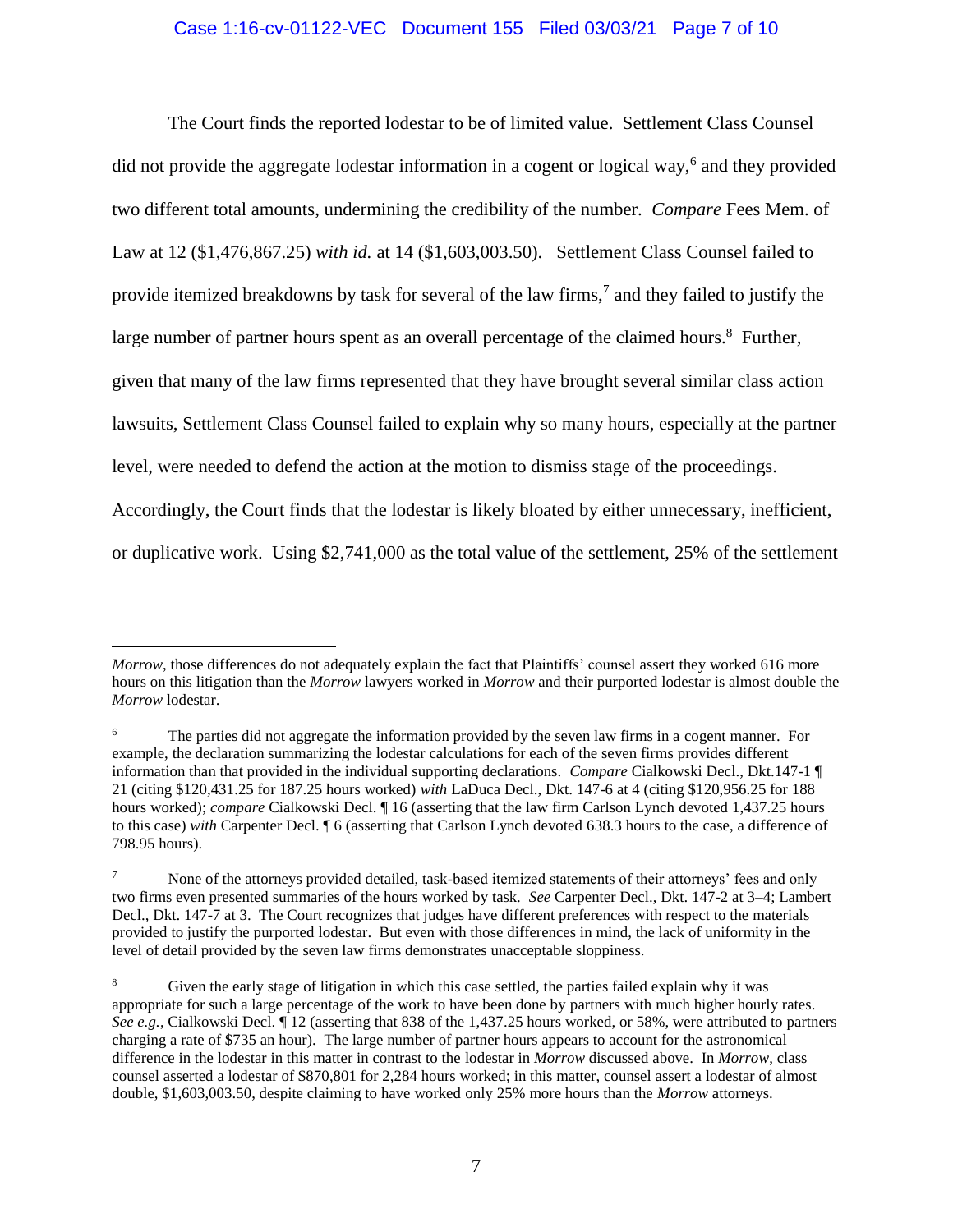The Court finds the reported lodestar to be of limited value. Settlement Class Counsel did not provide the aggregate lodestar information in a cogent or logical way,[6] and they provided two different total amounts, undermining the credibility of the number. *Compare* Fees Mem. of Law at 12 ($1,476,867.25) *with id.* at 14 ($1,603,003.50). Settlement Class Counsel failed to provide itemized breakdowns by task for several of the law firms,[7] and they failed to justify the large number of partner hours spent as an overall percentage of the claimed hours.[8] Further, given that many of the law firms represented that they have brought several similar class action lawsuits, Settlement Class Counsel failed to explain why so many hours, especially at the partner level, were needed to defend the action at the motion to dismiss stage of the proceedings. Accordingly, the Court finds that the lodestar is likely bloated by either unnecessary, inefficient, or duplicative work. Using $2,741,000 as the total value of the settlement, 25% of the settlement

---

*Morrow*, those differences do not adequately explain the fact that Plaintiffs' counsel assert they worked 616 more hours on this litigation than the *Morrow* lawyers worked in *Morrow* and their purported lodestar is almost double the *Morrow* lodestar.

[6] The parties did not aggregate the information provided by the seven law firms in a cogent manner. For example, the declaration summarizing the lodestar calculations for each of the seven firms provides different information than that provided in the individual supporting declarations. *Compare* Cialkowski Decl., Dkt.147-1 ¶ 21 (citing $120,431.25 for 187.25 hours worked) *with* LaDuca Decl., Dkt. 147-6 at 4 (citing $120,956.25 for 188 hours worked); *compare* Cialkowski Decl. ¶ 16 (asserting that the law firm Carlson Lynch devoted 1,437.25 hours to this case) *with* Carpenter Decl. ¶ 6 (asserting that Carlson Lynch devoted 638.3 hours to the case, a difference of 798.95 hours).

[7] None of the attorneys provided detailed, task-based itemized statements of their attorneys' fees and only two firms even presented summaries of the hours worked by task. *See* Carpenter Decl., Dkt. 147-2 at 3–4; Lambert Decl., Dkt. 147-7 at 3. The Court recognizes that judges have different preferences with respect to the materials provided to justify the purported lodestar. But even with those differences in mind, the lack of uniformity in the level of detail provided by the seven law firms demonstrates unacceptable sloppiness.

[8] Given the early stage of litigation in which this case settled, the parties failed explain why it was appropriate for such a large percentage of the work to have been done by partners with much higher hourly rates. *See e.g.*, Cialkowski Decl. ¶ 12 (asserting that 838 of the 1,437.25 hours worked, or 58%, were attributed to partners charging a rate of $735 an hour). The large number of partner hours appears to account for the astronomical difference in the lodestar in this matter in contrast to the lodestar in *Morrow* discussed above. In *Morrow*, class counsel asserted a lodestar of $870,801 for 2,284 hours worked; in this matter, counsel assert a lodestar of almost double, $1,603,003.50, despite claiming to have worked only 25% more hours than the *Morrow* attorneys.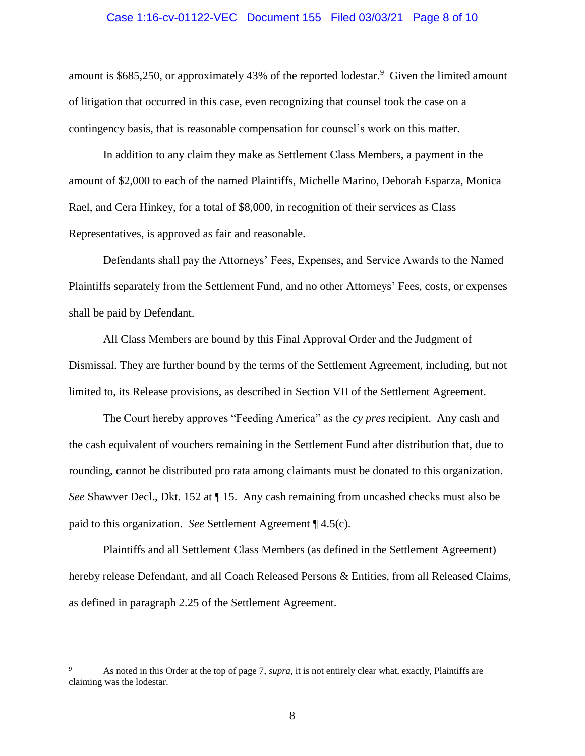amount is $685,250, or approximately 43% of the reported lodestar.[9] Given the limited amount of litigation that occurred in this case, even recognizing that counsel took the case on a contingency basis, that is reasonable compensation for counsel's work on this matter.

In addition to any claim they make as Settlement Class Members, a payment in the amount of $2,000 to each of the named Plaintiffs, Michelle Marino, Deborah Esparza, Monica Rael, and Cera Hinkey, for a total of $8,000, in recognition of their services as Class Representatives, is approved as fair and reasonable.

Defendants shall pay the Attorneys' Fees, Expenses, and Service Awards to the Named Plaintiffs separately from the Settlement Fund, and no other Attorneys' Fees, costs, or expenses shall be paid by Defendant.

All Class Members are bound by this Final Approval Order and the Judgment of Dismissal. They are further bound by the terms of the Settlement Agreement, including, but not limited to, its Release provisions, as described in Section VII of the Settlement Agreement.

The Court hereby approves "Feeding America" as the *cy pres* recipient. Any cash and the cash equivalent of vouchers remaining in the Settlement Fund after distribution that, due to rounding, cannot be distributed pro rata among claimants must be donated to this organization. *See* Shawver Decl., Dkt. 152 at ¶ 15. Any cash remaining from uncashed checks must also be paid to this organization. *See* Settlement Agreement ¶ 4.5(c).

Plaintiffs and all Settlement Class Members (as defined in the Settlement Agreement) hereby release Defendant, and all Coach Released Persons & Entities, from all Released Claims, as defined in paragraph 2.25 of the Settlement Agreement.

---

[9] As noted in this Order at the top of page 7, *supra*, it is not entirely clear what, exactly, Plaintiffs are claiming was the lodestar.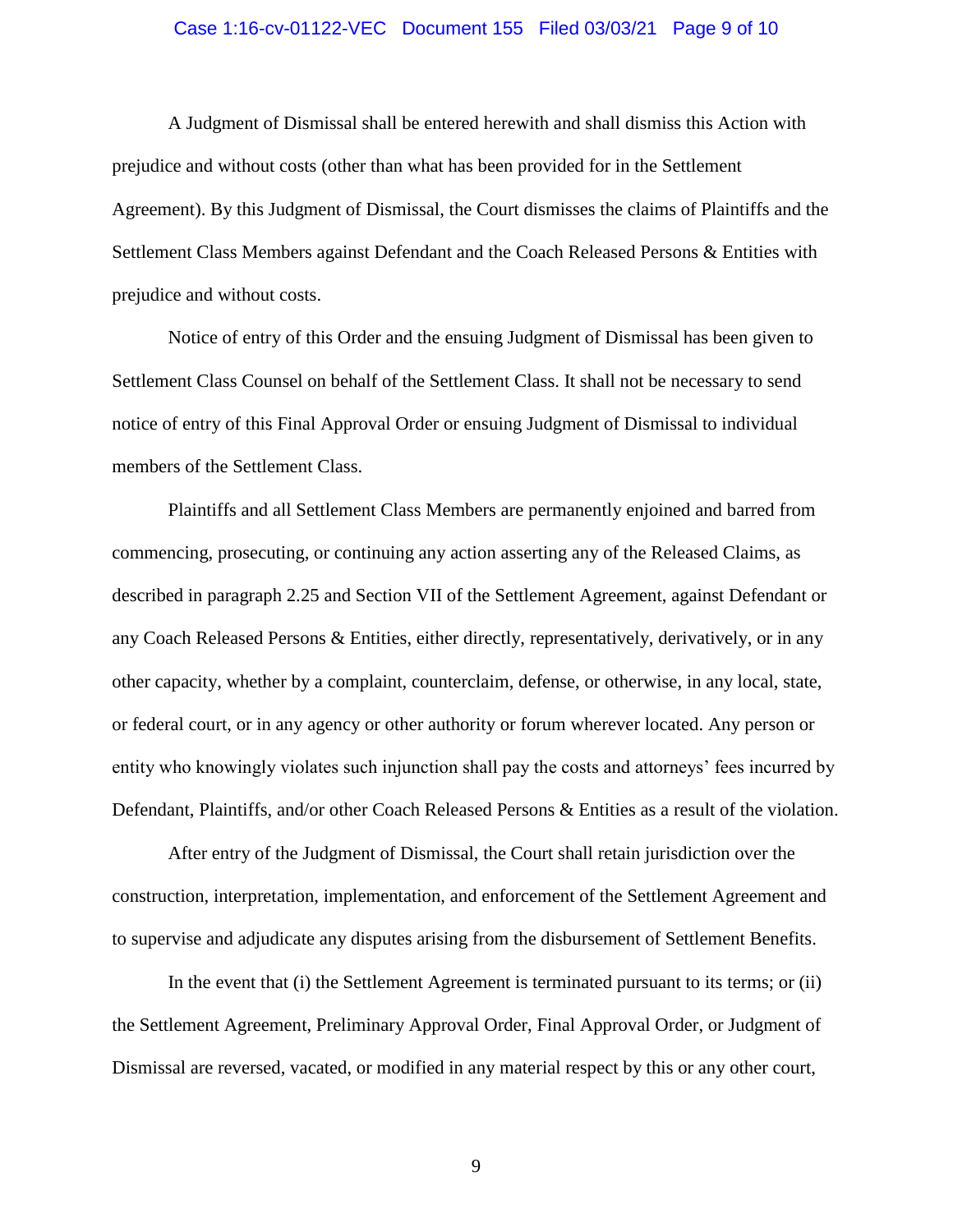A Judgment of Dismissal shall be entered herewith and shall dismiss this Action with prejudice and without costs (other than what has been provided for in the Settlement Agreement). By this Judgment of Dismissal, the Court dismisses the claims of Plaintiffs and the Settlement Class Members against Defendant and the Coach Released Persons & Entities with prejudice and without costs.

Notice of entry of this Order and the ensuing Judgment of Dismissal has been given to Settlement Class Counsel on behalf of the Settlement Class. It shall not be necessary to send notice of entry of this Final Approval Order or ensuing Judgment of Dismissal to individual members of the Settlement Class.

Plaintiffs and all Settlement Class Members are permanently enjoined and barred from commencing, prosecuting, or continuing any action asserting any of the Released Claims, as described in paragraph 2.25 and Section VII of the Settlement Agreement, against Defendant or any Coach Released Persons & Entities, either directly, representatively, derivatively, or in any other capacity, whether by a complaint, counterclaim, defense, or otherwise, in any local, state, or federal court, or in any agency or other authority or forum wherever located. Any person or entity who knowingly violates such injunction shall pay the costs and attorneys' fees incurred by Defendant, Plaintiffs, and/or other Coach Released Persons & Entities as a result of the violation.

After entry of the Judgment of Dismissal, the Court shall retain jurisdiction over the construction, interpretation, implementation, and enforcement of the Settlement Agreement and to supervise and adjudicate any disputes arising from the disbursement of Settlement Benefits.

In the event that (i) the Settlement Agreement is terminated pursuant to its terms; or (ii) the Settlement Agreement, Preliminary Approval Order, Final Approval Order, or Judgment of Dismissal are reversed, vacated, or modified in any material respect by this or any other court,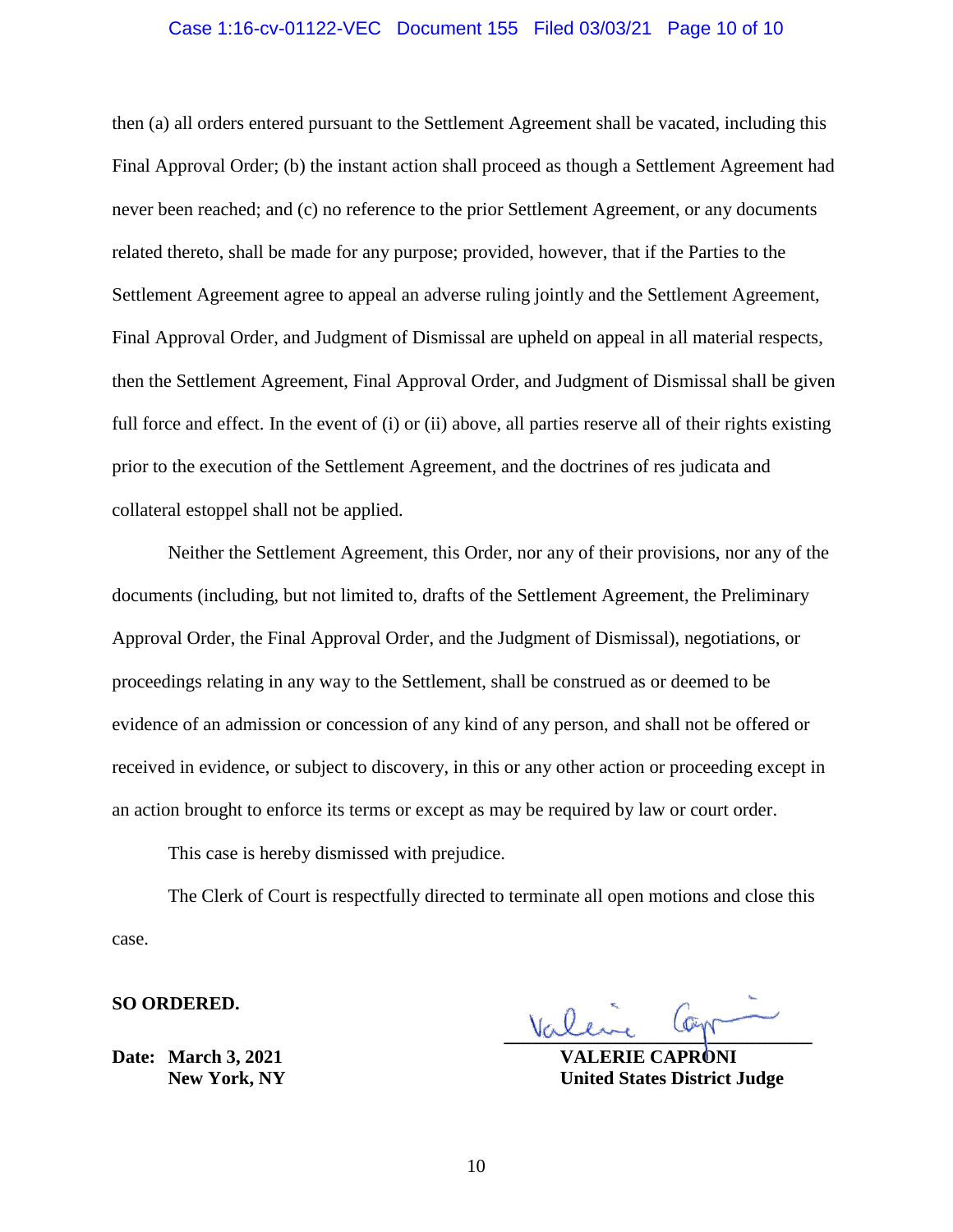then (a) all orders entered pursuant to the Settlement Agreement shall be vacated, including this Final Approval Order; (b) the instant action shall proceed as though a Settlement Agreement had never been reached; and (c) no reference to the prior Settlement Agreement, or any documents related thereto, shall be made for any purpose; provided, however, that if the Parties to the Settlement Agreement agree to appeal an adverse ruling jointly and the Settlement Agreement, Final Approval Order, and Judgment of Dismissal are upheld on appeal in all material respects, then the Settlement Agreement, Final Approval Order, and Judgment of Dismissal shall be given full force and effect. In the event of (i) or (ii) above, all parties reserve all of their rights existing prior to the execution of the Settlement Agreement, and the doctrines of res judicata and collateral estoppel shall not be applied.

Neither the Settlement Agreement, this Order, nor any of their provisions, nor any of the documents (including, but not limited to, drafts of the Settlement Agreement, the Preliminary Approval Order, the Final Approval Order, and the Judgment of Dismissal), negotiations, or proceedings relating in any way to the Settlement, shall be construed as or deemed to be evidence of an admission or concession of any kind of any person, and shall not be offered or received in evidence, or subject to discovery, in this or any other action or proceeding except in an action brought to enforce its terms or except as may be required by law or court order.

This case is hereby dismissed with prejudice.

The Clerk of Court is respectfully directed to terminate all open motions and close this case.

**SO ORDERED.**

**Date: March 3, 2021**
**New York, NY**

**VALERIE CAPRONI**
**United States District Judge**